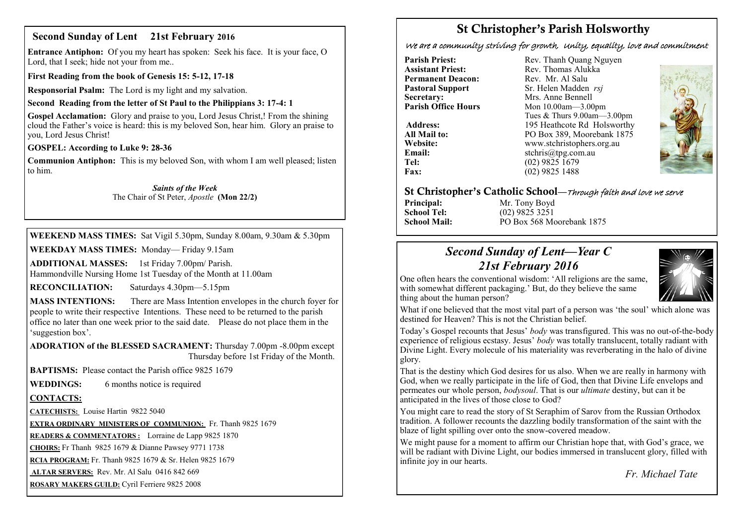## Second Sunday of Lent 21st February 2016

**Entrance Antiphon:** Of you my heart has spoken: Seek his face. It is your face, O Lord, that I seek; hide not your from me..

**First Reading from the book of Genesis 15: 5-12, 17-18**

**Responsorial Psalm:** The Lord is my light and my salvation.

**Second Reading from the letter of St Paul to the Philippians 3: 17-4: 1**

**Gospel Acclamation:** Glory and praise to you, Lord Jesus Christ,! From the shining cloud the Father's voice is heard: this is my beloved Son, hear him. Glory an praise to you, Lord Jesus Christ!

**GOSPEL: According to Luke 9: 28-36**

**Communion Antiphon:** This is my beloved Son, with whom I am well pleased; listen to him.

***Saints of the Week***
The Chair of St Peter, *Apostle* **(Mon 22/2)**

**WEEKEND MASS TIMES:** Sat Vigil 5.30pm, Sunday 8.00am, 9.30am & 5.30pm

**WEEKDAY MASS TIMES:** Monday— Friday 9.15am

**ADDITIONAL MASSES:** 1st Friday 7.00pm/ Parish.
Hammondville Nursing Home 1st Tuesday of the Month at 11.00am

**RECONCILIATION:** Saturdays 4.30pm—5.15pm

**MASS INTENTIONS:** There are Mass Intention envelopes in the church foyer for people to write their respective Intentions. These need to be returned to the parish office no later than one week prior to the said date. Please do not place them in the 'suggestion box'.

**ADORATION of the BLESSED SACRAMENT:** Thursday 7.00pm -8.00pm except Thursday before 1st Friday of the Month.

**BAPTISMS:** Please contact the Parish office 9825 1679

**WEDDINGS:** 6 months notice is required

**CONTACTS:**

**CATECHISTS:** Louise Hartin 9822 5040

**EXTRA ORDINARY MINISTERS OF COMMUNION:** Fr. Thanh 9825 1679

**READERS & COMMENTATORS :** Lorraine de Lapp 9825 1870

**CHOIRS:** Fr Thanh 9825 1679 & Dianne Pawsey 9771 1738

**RCIA PROGRAM:** Fr. Thanh 9825 1679 & Sr. Helen 9825 1679

**ALTAR SERVERS:** Rev. Mr. Al Salu 0416 842 669

**ROSARY MAKERS GUILD:** Cyril Ferriere 9825 2008

# St Christopher's Parish Holsworthy

*We are a community striving for growth, Unity, equality, love and commitment*

**Parish Priest:** Rev. Thanh Quang Nguyen
**Assistant Priest:** Rev. Thomas Alukka
**Permanent Deacon:** Rev. Mr. Al Salu
**Pastoral Support** Sr. Helen Madden *rsj*
**Secretary:** Mrs. Anne Bennell
**Parish Office Hours** Mon 10.00am—3.00pm
Tues & Thurs 9.00am—3.00pm
**Address:** 195 Heathcote Rd Holsworthy
**All Mail to:** PO Box 389, Moorebank 1875
**Website:** www.stchristophers.org.au
**Email:** stchris@tpg.com.au
**Tel:** (02) 9825 1679
**Fax:** (02) 9825 1488

## St Christopher's Catholic School—*Through faith and love we serve*

**Principal:** Mr. Tony Boyd
**School Tel:** (02) 9825 3251
**School Mail:** PO Box 568 Moorebank 1875

## *Second Sunday of Lent—Year C*
## *21st February 2016*

One often hears the conventional wisdom: 'All religions are the same, with somewhat different packaging.' But, do they believe the same thing about the human person?

What if one believed that the most vital part of a person was 'the soul' which alone was destined for Heaven? This is not the Christian belief.

Today's Gospel recounts that Jesus' *body* was transfigured. This was no out-of-the-body experience of religious ecstasy. Jesus' *body* was totally translucent, totally radiant with Divine Light. Every molecule of his materiality was reverberating in the halo of divine glory.

That is the destiny which God desires for us also. When we are really in harmony with God, when we really participate in the life of God, then that Divine Life envelops and permeates our whole person, *bodysoul*. That is our *ultimate* destiny, but can it be anticipated in the lives of those close to God?

You might care to read the story of St Seraphim of Sarov from the Russian Orthodox tradition. A follower recounts the dazzling bodily transformation of the saint with the blaze of light spilling over onto the snow-covered meadow.

We might pause for a moment to affirm our Christian hope that, with God's grace, we will be radiant with Divine Light, our bodies immersed in translucent glory, filled with infinite joy in our hearts.

*Fr. Michael Tate*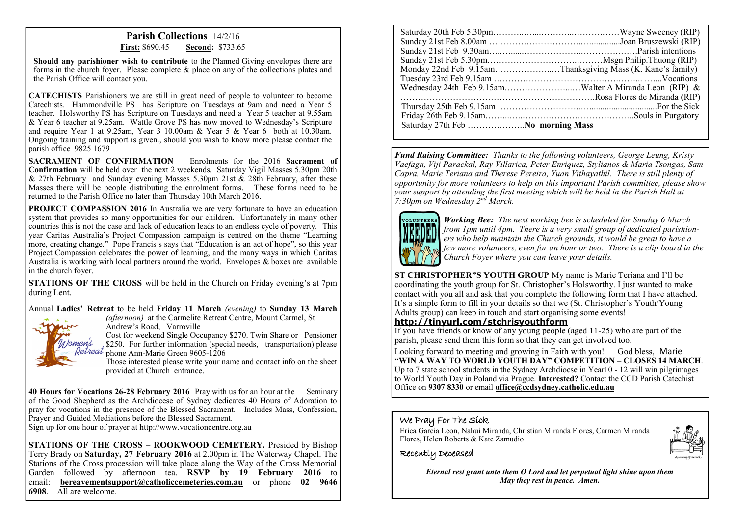## Parish Collections 14/2/16

**First:** $690.45 **Second:** $733.65

**Should any parishioner wish to contribute** to the Planned Giving envelopes there are forms in the church foyer. Please complete & place on any of the collections plates and the Parish Office will contact you.

**CATECHISTS** Parishioners we are still in great need of people to volunteer to become Catechists. Hammondville PS has Scripture on Tuesdays at 9am and need a Year 5 teacher. Holsworthy PS has Scripture on Tuesdays and need a Year 5 teacher at 9.55am & Year 6 teacher at 9.25am. Wattle Grove PS has now moved to Wednesday's Scripture and require Year 1 at 9.25am, Year 3 10.00am & Year 5 & Year 6 both at 10.30am. Ongoing training and support is given., should you wish to know more please contact the parish office 9825 1679

**SACRAMENT OF CONFIRMATION** Enrolments for the 2016 **Sacrament of Confirmation** will be held over the next 2 weekends. Saturday Vigil Masses 5.30pm 20th & 27th February and Sunday evening Masses 5.30pm 21st & 28th February, after these Masses there will be people distributing the enrolment forms. These forms need to be returned to the Parish Office no later than Thursday 10th March 2016.

**PROJECT COMPASSION 2016** In Australia we are very fortunate to have an education system that provides so many opportunities for our children. Unfortunately in many other countries this is not the case and lack of education leads to an endless cycle of poverty. This year Caritas Australia's Project Compassion campaign is centred on the theme "Learning more, creating change." Pope Francis s says that "Education is an act of hope", so this year Project Compassion celebrates the power of learning, and the many ways in which Caritas Australia is working with local partners around the world. Envelopes & boxes are available in the church foyer.

**STATIONS OF THE CROSS** will be held in the Church on Friday evening's at 7pm during Lent.

Annual **Ladies' Retreat** to be held **Friday 11 March** *(evening)* to **Sunday 13 March** *(afternoon)* at the Carmelite Retreat Centre, Mount Carmel, St Andrew's Road, Varroville

Cost for weekend Single Occupancy $270. Twin Share or Pensioner $250. For further information (special needs, transportation) please phone Ann-Marie Green 9605-1206

Those interested please write your name and contact info on the sheet provided at Church entrance.

**40 Hours for Vocations 26-28 February 2016** Pray with us for an hour at the Seminary of the Good Shepherd as the Archdiocese of Sydney dedicates 40 Hours of Adoration to pray for vocations in the presence of the Blessed Sacrament. Includes Mass, Confession, Prayer and Guided Mediations before the Blessed Sacrament.
Sign up for one hour of prayer at http://www.vocationcentre.org.au

**STATIONS OF THE CROSS – ROOKWOOD CEMETERY.** Presided by Bishop Terry Brady on **Saturday, 27 February 2016** at 2.00pm in The Waterway Chapel. The Stations of the Cross procession will take place along the Way of the Cross Memorial Garden followed by afternoon tea. **RSVP by 19 February 2016** to email: **bereavementsupport@catholiccemeteries.com.au** or phone **02 9646 6908**. All are welcome.

Saturday 20th Feb 5.30pm……………………………………Wayne Sweeney (RIP)
Sunday 21st Feb 8.00am ……………………………………Joan Bruszewski (RIP)
Sunday 21st Feb 9.30am……………………………………Parish intentions
Sunday 21st Feb 5.30pm……………………………………Msgn Philip.Thuong (RIP)
Monday 22nd Feb 9.15am…………………Thanksgiving Mass (K. Kane's family)
Tuesday 23rd Feb 9.15am ……………………………………Vocations
Wednesday 24th Feb 9.15am……………………Walter A Miranda Leon (RIP) & ……………………………………Rosa Flores de Miranda (RIP)
Thursday 25th Feb 9.15am ……………………………………For the Sick
Friday 26th Feb 9.15am……………………………………Souls in Purgatory
Saturday 27th Feb ………………..**No morning Mass**

***Fund Raising Committee:*** *Thanks to the following volunteers, George Leung, Kristy Vaefaga, Viji Parackal, Ray Villarica, Peter Enriquez, Stylianos & Maria Tsongas, Sam Capra, Marie Teriana and Therese Pereira, Yuan Vithayathil. There is still plenty of opportunity for more volunteers to help on this important Parish committee, please show your support by attending the first meeting which will be held in the Parish Hall at 7:30pm on Wednesday 2nd March.*

***Working Bee:*** *The next working bee is scheduled for Sunday 6 March from 1pm until 4pm. There is a very small group of dedicated parishioners who help maintain the Church grounds, it would be great to have a few more volunteers, even for an hour or two. There is a clip board in the Church Foyer where you can leave your details.*

**ST CHRISTOPHER"S YOUTH GROUP** My name is Marie Teriana and I'll be coordinating the youth group for St. Christopher's Holsworthy. I just wanted to make contact with you all and ask that you complete the following form that I have attached. It's a simple form to fill in your details so that we (St. Christopher's Youth/Young Adults group) can keep in touch and start organising some events!

**http://tinyurl.com/stchrisyouthform**

If you have friends or know of any young people (aged 11-25) who are part of the parish, please send them this form so that they can get involved too.

Looking forward to meeting and growing in Faith with you! God bless, Marie

**"WIN A WAY TO WORLD YOUTH DAY" COMPETITION – CLOSES 14 MARCH**. Up to 7 state school students in the Sydney Archdiocese in Year10 - 12 will win pilgrimages to World Youth Day in Poland via Prague. **Interested?** Contact the CCD Parish Catechist Office on **9307 8330** or email **office@ccdsydney.catholic.edu.au**

### We Pray For The Sick

Erica Garcia Leon, Nahui Miranda, Christian Miranda Flores, Carmen Miranda Flores, Helen Roberts & Kate Zamudio

### Recently Deceased

***Eternal rest grant unto them O Lord and let perpetual light shine upon them May they rest in peace. Amen.***